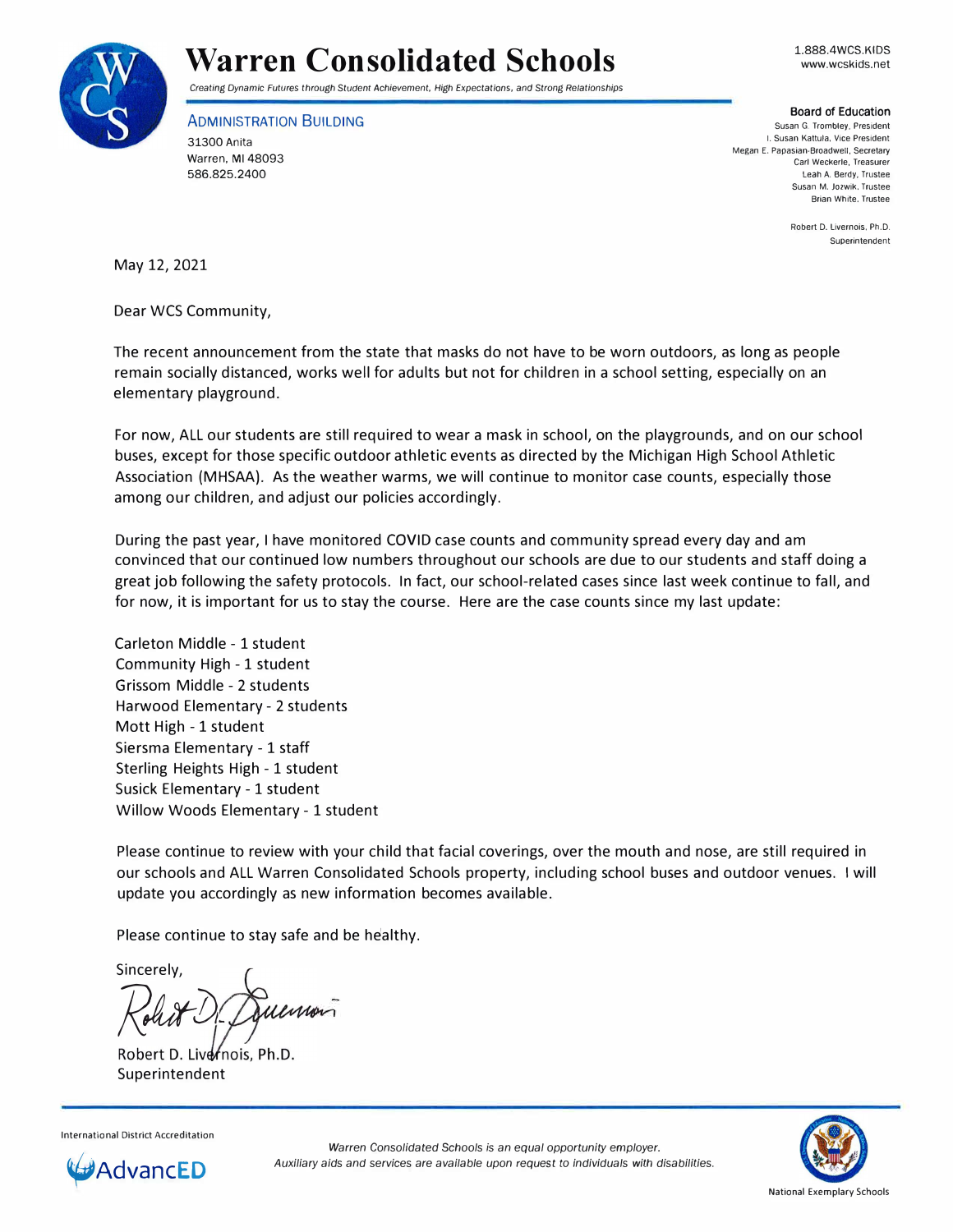# Warren Consolidated Schools

*Creating Dynamic Futures through Student Achievement, High Expectations, and Strong Relationships*

1.888.4WCS.KIDS
www.wcskids.net

**ADMINISTRATION BUILDING**
31300 Anita
Warren, MI 48093
586.825.2400

**Board of Education**
Susan G. Trombley, President
I. Susan Kattula, Vice President
Megan E. Papasian-Broadwell, Secretary
Carl Weckerle, Treasurer
Leah A. Berdy, Trustee
Susan M. Jozwik, Trustee
Brian White, Trustee

Robert D. Livernois, Ph.D.
Superintendent

May 12, 2021

Dear WCS Community,

The recent announcement from the state that masks do not have to be worn outdoors, as long as people remain socially distanced, works well for adults but not for children in a school setting, especially on an elementary playground.

For now, ALL our students are still required to wear a mask in school, on the playgrounds, and on our school buses, except for those specific outdoor athletic events as directed by the Michigan High School Athletic Association (MHSAA). As the weather warms, we will continue to monitor case counts, especially those among our children, and adjust our policies accordingly.

During the past year, I have monitored COVID case counts and community spread every day and am convinced that our continued low numbers throughout our schools are due to our students and staff doing a great job following the safety protocols. In fact, our school-related cases since last week continue to fall, and for now, it is important for us to stay the course. Here are the case counts since my last update:

Carleton Middle - 1 student
Community High - 1 student
Grissom Middle - 2 students
Harwood Elementary - 2 students
Mott High - 1 student
Siersma Elementary - 1 staff
Sterling Heights High - 1 student
Susick Elementary - 1 student
Willow Woods Elementary - 1 student

Please continue to review with your child that facial coverings, over the mouth and nose, are still required in our schools and ALL Warren Consolidated Schools property, including school buses and outdoor venues. I will update you accordingly as new information becomes available.

Please continue to stay safe and be healthy.

Sincerely,

Robert D. Livernois, Ph.D.
Superintendent

International District Accreditation
AdvancED

*Warren Consolidated Schools is an equal opportunity employer.*
*Auxiliary aids and services are available upon request to individuals with disabilities.*

National Exemplary Schools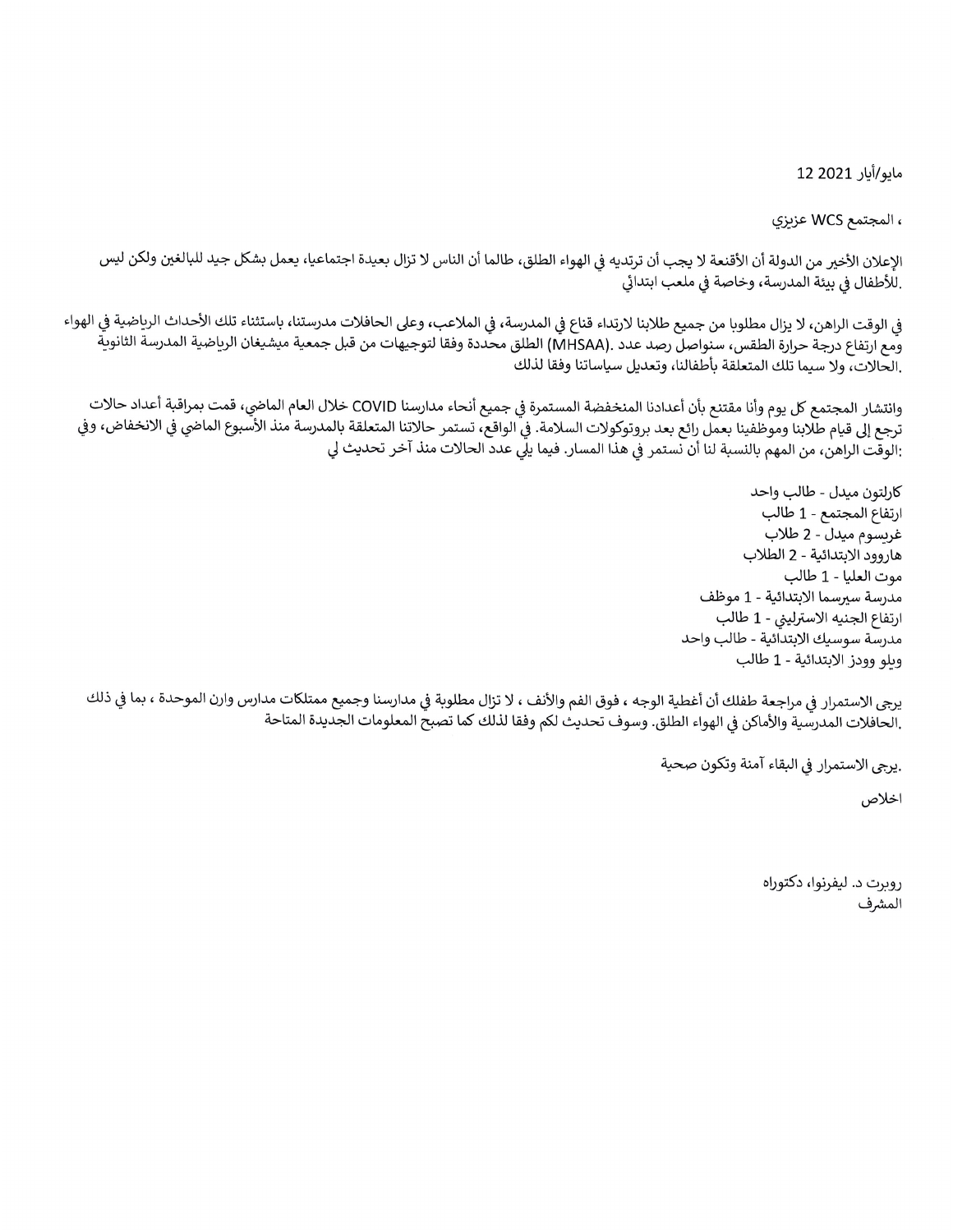مايو/أيار 12 2021

، المجتمع WCS عزيزي

الإعلان الأخير من الدولة أن الأقنعة لا يجب أن ترتديه في الهواء الطلق، طالما أن الناس لا تزال بعيدة اجتماعيا، يعمل بشكل جيد للبالغين ولكن ليس للأطفال في بيئة المدرسة، وخاصة في ملعب ابتدائي.

في الوقت الراهن، لا يزال مطلوبا من جميع طلابنا لارتداء قناع في المدرسة، في الملاعب، وعلى الحافلات مدرستنا، باستثناء تلك الأحداث الرياضية في الهواء الطلق محددة وفقا لتوجيهات من قبل جمعية ميشيغان الرياضية المدرسة الثانوية (MHSAA). ومع ارتفاع درجة حرارة الطقس، سنواصل رصد عدد الحالات، ولا سيما تلك المتعلقة بأطفالنا، وتعديل سياساتنا وفقا لذلك.

وانتشار المجتمع كل يوم وأنا مقتنع بأن أعدادنا المنخفضة المستمرة في جميع أنحاء مدارسنا COVID خلال العام الماضي، قمت بمراقبة أعداد حالات ترجع إلى قيام طلابنا وموظفينا بعمل رائع بعد بروتوكولات السلامة. في الواقع، تستمر حالاتنا المتعلقة بالمدرسة منذ الأسبوع الماضي في الانخفاض، وفي الوقت الراهن، من المهم بالنسبة لنا أن نستمر في هذا المسار. فيما يلي عدد الحالات منذ آخر تحديث لي:

كارلتون ميدل - طالب واحد
ارتفاع المجتمع - 1 طالب
غريسوم ميدل - 2 طلاب
هاروود الابتدائية - 2 الطلاب
موت العليا - 1 طالب
مدرسة سيرسما الابتدائية - 1 موظف
ارتفاع الجنيه الاسترليني - 1 طالب
مدرسة سوسيك الابتدائية - طالب واحد
ويلو وودز الابتدائية - 1 طالب

يرجى الاستمرار في مراجعة طفلك أن أغطية الوجه ، فوق الفم والأنف ، لا تزال مطلوبة في مدارسنا وجميع ممتلكات مدارس وارن الموحدة ، بما في ذلك الحافلات المدرسية والأماكن في الهواء الطلق. وسوف تحديث لكم وفقا لذلك كما تصبح المعلومات الجديدة المتاحة.

يرجى الاستمرار في البقاء آمنة وتكون صحية.

اخلاص

روبرت د. ليفرنوا، دكتوراه
المشرف